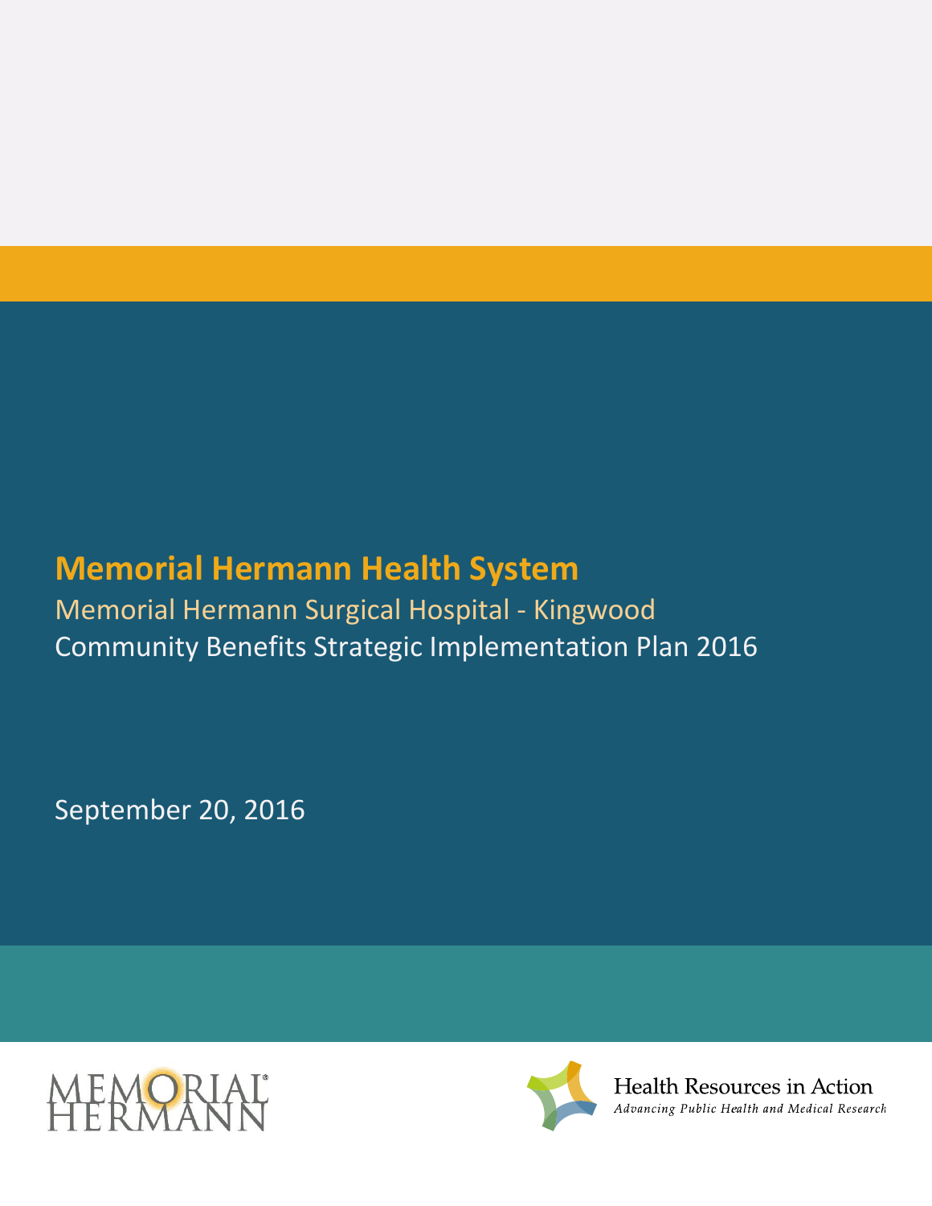# Memorial Hermann Health System

Memorial Hermann Surgical Hospital - Kingwood

Community Benefits Strategic Implementation Plan 2016

September 20, 2016

MEMORIAL HERMANN

Health Resources in Action

*Advancing Public Health and Medical Research*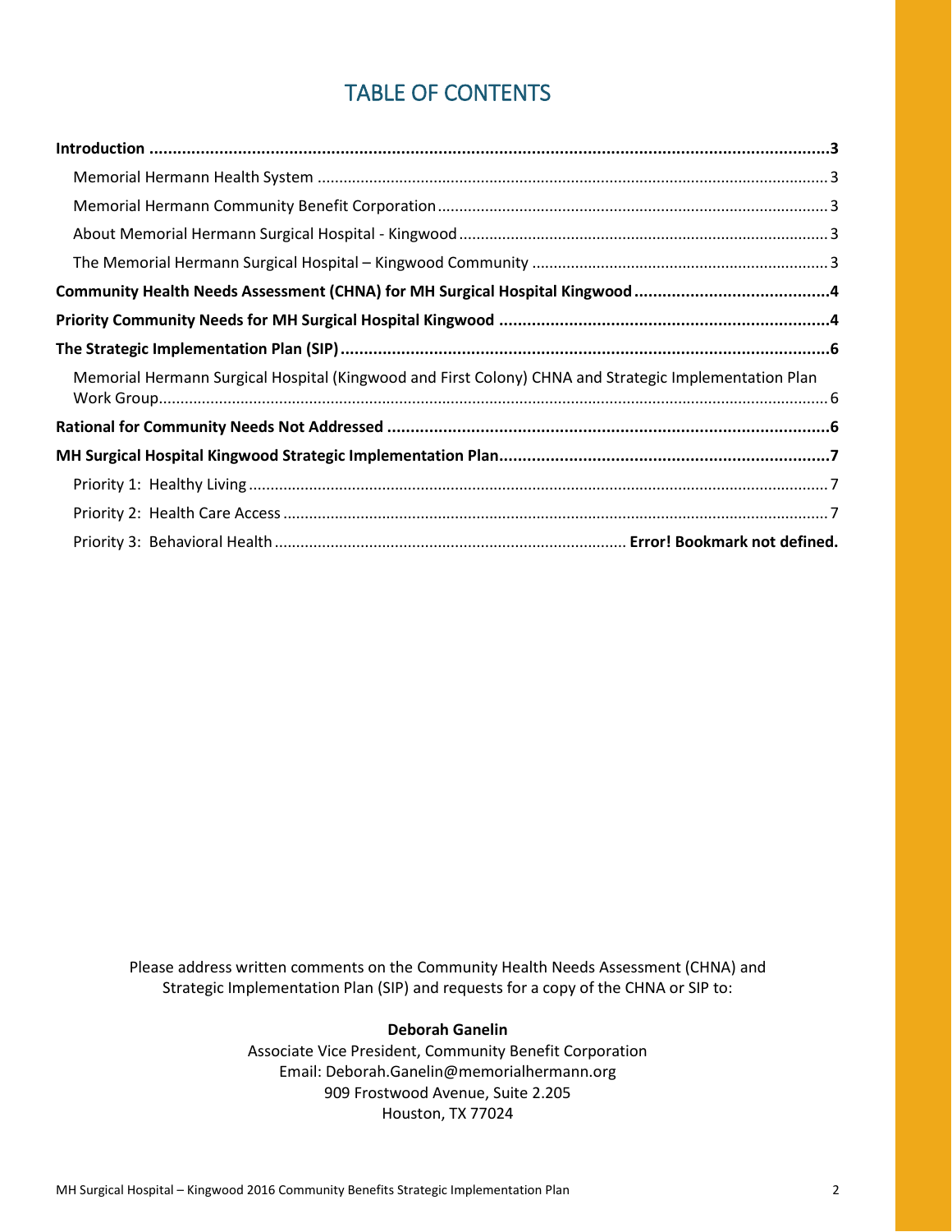# TABLE OF CONTENTS

**Introduction** .......... **3**

- Memorial Hermann Health System .......... 3
- Memorial Hermann Community Benefit Corporation .......... 3
- About Memorial Hermann Surgical Hospital - Kingwood .......... 3
- The Memorial Hermann Surgical Hospital – Kingwood Community .......... 3

**Community Health Needs Assessment (CHNA) for MH Surgical Hospital Kingwood** .......... **4**

**Priority Community Needs for MH Surgical Hospital Kingwood** .......... **4**

**The Strategic Implementation Plan (SIP)** .......... **6**

- Memorial Hermann Surgical Hospital (Kingwood and First Colony) CHNA and Strategic Implementation Plan Work Group .......... 6

**Rational for Community Needs Not Addressed** .......... **6**

**MH Surgical Hospital Kingwood Strategic Implementation Plan** .......... **7**

- Priority 1: Healthy Living .......... 7
- Priority 2: Health Care Access .......... 7
- Priority 3: Behavioral Health .......... **Error! Bookmark not defined.**

Please address written comments on the Community Health Needs Assessment (CHNA) and Strategic Implementation Plan (SIP) and requests for a copy of the CHNA or SIP to:

**Deborah Ganelin**
Associate Vice President, Community Benefit Corporation
Email: Deborah.Ganelin@memorialhermann.org
909 Frostwood Avenue, Suite 2.205
Houston, TX 77024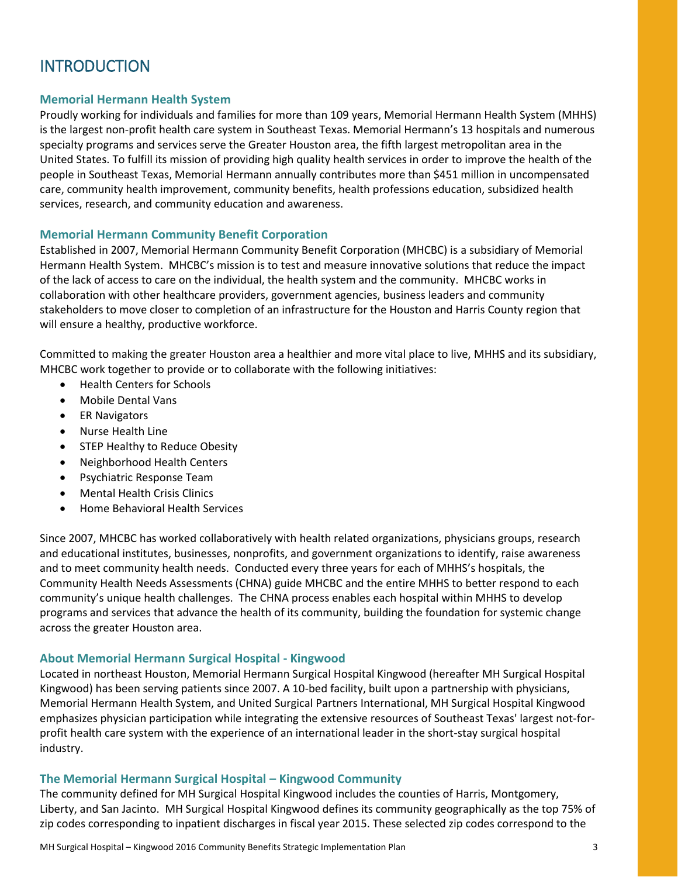# INTRODUCTION

### Memorial Hermann Health System

Proudly working for individuals and families for more than 109 years, Memorial Hermann Health System (MHHS) is the largest non-profit health care system in Southeast Texas. Memorial Hermann's 13 hospitals and numerous specialty programs and services serve the Greater Houston area, the fifth largest metropolitan area in the United States. To fulfill its mission of providing high quality health services in order to improve the health of the people in Southeast Texas, Memorial Hermann annually contributes more than $451 million in uncompensated care, community health improvement, community benefits, health professions education, subsidized health services, research, and community education and awareness.

### Memorial Hermann Community Benefit Corporation

Established in 2007, Memorial Hermann Community Benefit Corporation (MHCBC) is a subsidiary of Memorial Hermann Health System. MHCBC's mission is to test and measure innovative solutions that reduce the impact of the lack of access to care on the individual, the health system and the community. MHCBC works in collaboration with other healthcare providers, government agencies, business leaders and community stakeholders to move closer to completion of an infrastructure for the Houston and Harris County region that will ensure a healthy, productive workforce.

Committed to making the greater Houston area a healthier and more vital place to live, MHHS and its subsidiary, MHCBC work together to provide or to collaborate with the following initiatives:

- Health Centers for Schools
- Mobile Dental Vans
- ER Navigators
- Nurse Health Line
- STEP Healthy to Reduce Obesity
- Neighborhood Health Centers
- Psychiatric Response Team
- Mental Health Crisis Clinics
- Home Behavioral Health Services

Since 2007, MHCBC has worked collaboratively with health related organizations, physicians groups, research and educational institutes, businesses, nonprofits, and government organizations to identify, raise awareness and to meet community health needs. Conducted every three years for each of MHHS's hospitals, the Community Health Needs Assessments (CHNA) guide MHCBC and the entire MHHS to better respond to each community's unique health challenges. The CHNA process enables each hospital within MHHS to develop programs and services that advance the health of its community, building the foundation for systemic change across the greater Houston area.

### About Memorial Hermann Surgical Hospital - Kingwood

Located in northeast Houston, Memorial Hermann Surgical Hospital Kingwood (hereafter MH Surgical Hospital Kingwood) has been serving patients since 2007. A 10-bed facility, built upon a partnership with physicians, Memorial Hermann Health System, and United Surgical Partners International, MH Surgical Hospital Kingwood emphasizes physician participation while integrating the extensive resources of Southeast Texas' largest not-for-profit health care system with the experience of an international leader in the short-stay surgical hospital industry.

### The Memorial Hermann Surgical Hospital – Kingwood Community

The community defined for MH Surgical Hospital Kingwood includes the counties of Harris, Montgomery, Liberty, and San Jacinto. MH Surgical Hospital Kingwood defines its community geographically as the top 75% of zip codes corresponding to inpatient discharges in fiscal year 2015. These selected zip codes correspond to the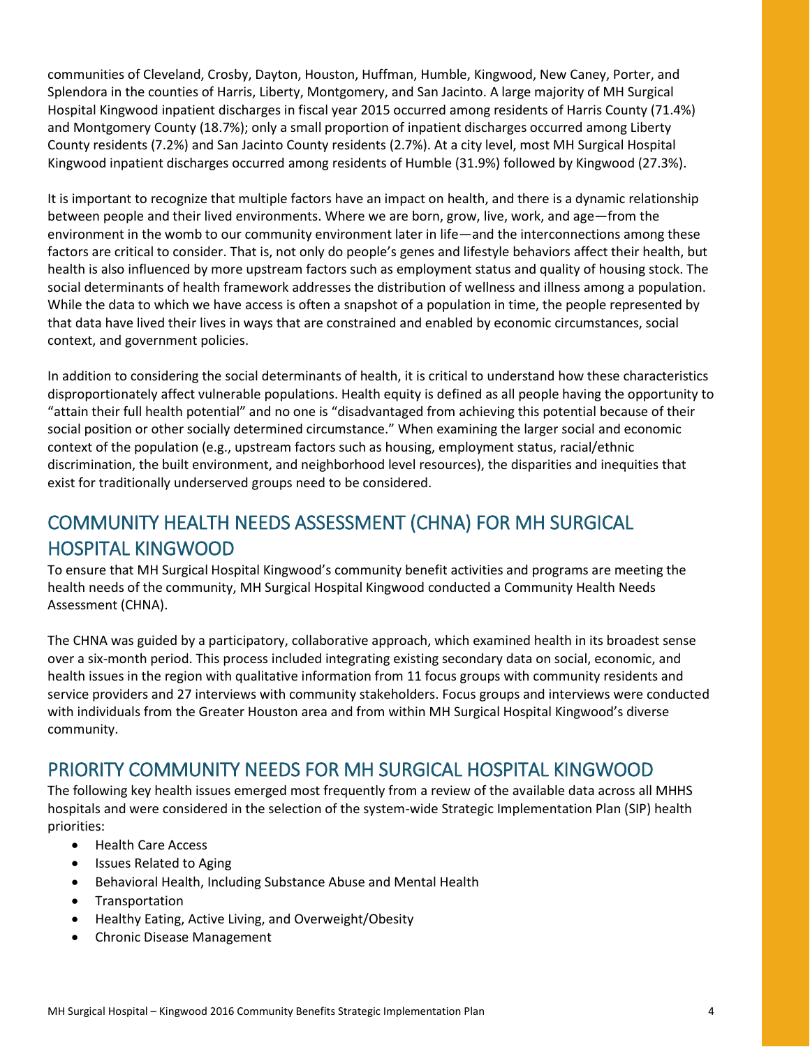communities of Cleveland, Crosby, Dayton, Houston, Huffman, Humble, Kingwood, New Caney, Porter, and Splendora in the counties of Harris, Liberty, Montgomery, and San Jacinto. A large majority of MH Surgical Hospital Kingwood inpatient discharges in fiscal year 2015 occurred among residents of Harris County (71.4%) and Montgomery County (18.7%); only a small proportion of inpatient discharges occurred among Liberty County residents (7.2%) and San Jacinto County residents (2.7%). At a city level, most MH Surgical Hospital Kingwood inpatient discharges occurred among residents of Humble (31.9%) followed by Kingwood (27.3%).

It is important to recognize that multiple factors have an impact on health, and there is a dynamic relationship between people and their lived environments. Where we are born, grow, live, work, and age—from the environment in the womb to our community environment later in life—and the interconnections among these factors are critical to consider. That is, not only do people's genes and lifestyle behaviors affect their health, but health is also influenced by more upstream factors such as employment status and quality of housing stock. The social determinants of health framework addresses the distribution of wellness and illness among a population. While the data to which we have access is often a snapshot of a population in time, the people represented by that data have lived their lives in ways that are constrained and enabled by economic circumstances, social context, and government policies.

In addition to considering the social determinants of health, it is critical to understand how these characteristics disproportionately affect vulnerable populations. Health equity is defined as all people having the opportunity to "attain their full health potential" and no one is "disadvantaged from achieving this potential because of their social position or other socially determined circumstance." When examining the larger social and economic context of the population (e.g., upstream factors such as housing, employment status, racial/ethnic discrimination, the built environment, and neighborhood level resources), the disparities and inequities that exist for traditionally underserved groups need to be considered.

## COMMUNITY HEALTH NEEDS ASSESSMENT (CHNA) FOR MH SURGICAL HOSPITAL KINGWOOD

To ensure that MH Surgical Hospital Kingwood's community benefit activities and programs are meeting the health needs of the community, MH Surgical Hospital Kingwood conducted a Community Health Needs Assessment (CHNA).

The CHNA was guided by a participatory, collaborative approach, which examined health in its broadest sense over a six-month period. This process included integrating existing secondary data on social, economic, and health issues in the region with qualitative information from 11 focus groups with community residents and service providers and 27 interviews with community stakeholders. Focus groups and interviews were conducted with individuals from the Greater Houston area and from within MH Surgical Hospital Kingwood's diverse community.

## PRIORITY COMMUNITY NEEDS FOR MH SURGICAL HOSPITAL KINGWOOD

The following key health issues emerged most frequently from a review of the available data across all MHHS hospitals and were considered in the selection of the system-wide Strategic Implementation Plan (SIP) health priorities:

- Health Care Access
- Issues Related to Aging
- Behavioral Health, Including Substance Abuse and Mental Health
- Transportation
- Healthy Eating, Active Living, and Overweight/Obesity
- Chronic Disease Management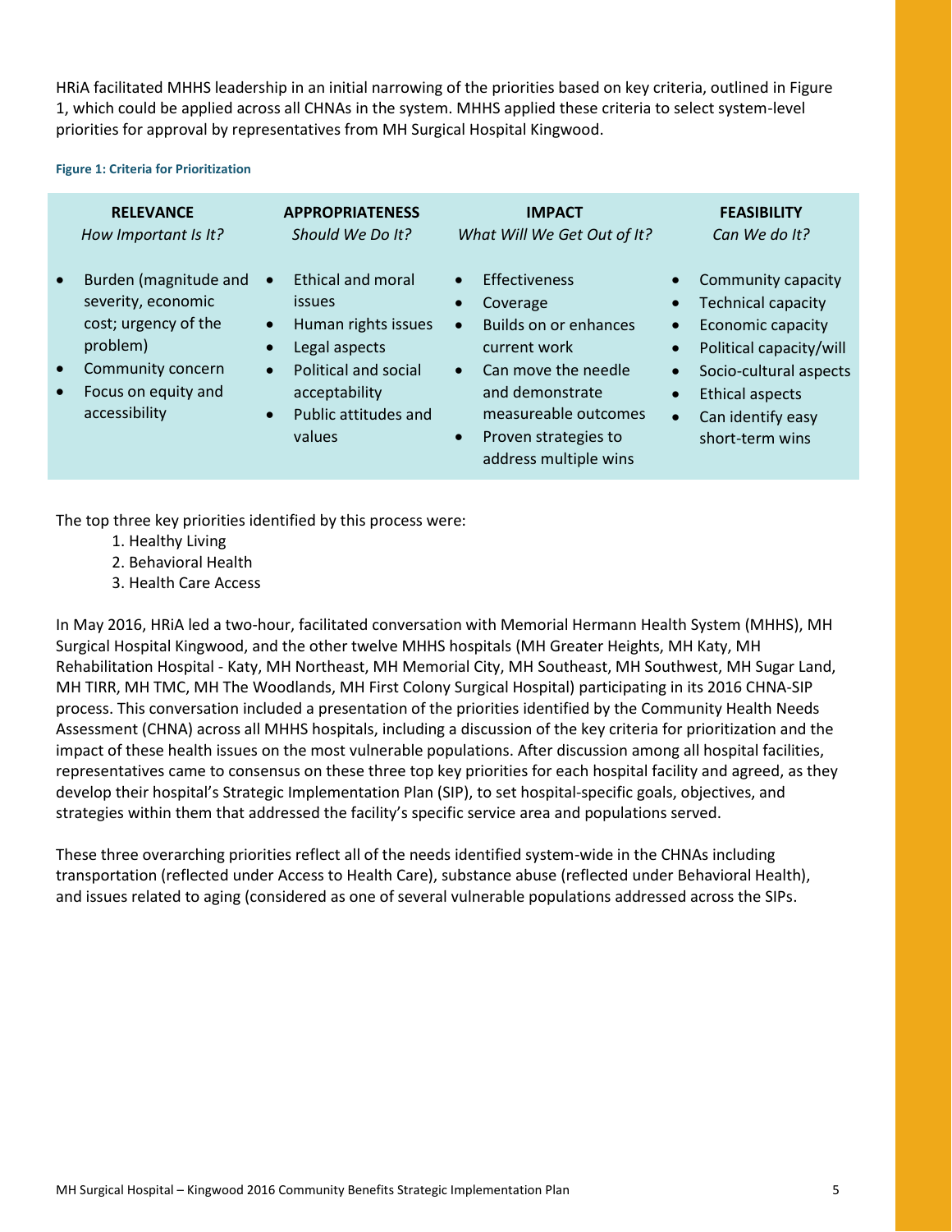HRiA facilitated MHHS leadership in an initial narrowing of the priorities based on key criteria, outlined in Figure 1, which could be applied across all CHNAs in the system. MHHS applied these criteria to select system-level priorities for approval by representatives from MH Surgical Hospital Kingwood.

**Figure 1: Criteria for Prioritization**

| **RELEVANCE**<br>*How Important Is It?* | **APPROPRIATENESS**<br>*Should We Do It?* | **IMPACT**<br>*What Will We Get Out of It?* | **FEASIBILITY**<br>*Can We do It?* |
|---|---|---|---|
| • Burden (magnitude and severity, economic cost; urgency of the problem)<br>• Community concern<br>• Focus on equity and accessibility | • Ethical and moral issues<br>• Human rights issues<br>• Legal aspects<br>• Political and social acceptability<br>• Public attitudes and values | • Effectiveness<br>• Coverage<br>• Builds on or enhances current work<br>• Can move the needle and demonstrate measureable outcomes<br>• Proven strategies to address multiple wins | • Community capacity<br>• Technical capacity<br>• Economic capacity<br>• Political capacity/will<br>• Socio-cultural aspects<br>• Ethical aspects<br>• Can identify easy short-term wins |

The top three key priorities identified by this process were:

1. Healthy Living
2. Behavioral Health
3. Health Care Access

In May 2016, HRiA led a two-hour, facilitated conversation with Memorial Hermann Health System (MHHS), MH Surgical Hospital Kingwood, and the other twelve MHHS hospitals (MH Greater Heights, MH Katy, MH Rehabilitation Hospital - Katy, MH Northeast, MH Memorial City, MH Southeast, MH Southwest, MH Sugar Land, MH TIRR, MH TMC, MH The Woodlands, MH First Colony Surgical Hospital) participating in its 2016 CHNA-SIP process. This conversation included a presentation of the priorities identified by the Community Health Needs Assessment (CHNA) across all MHHS hospitals, including a discussion of the key criteria for prioritization and the impact of these health issues on the most vulnerable populations. After discussion among all hospital facilities, representatives came to consensus on these three top key priorities for each hospital facility and agreed, as they develop their hospital's Strategic Implementation Plan (SIP), to set hospital-specific goals, objectives, and strategies within them that addressed the facility's specific service area and populations served.

These three overarching priorities reflect all of the needs identified system-wide in the CHNAs including transportation (reflected under Access to Health Care), substance abuse (reflected under Behavioral Health), and issues related to aging (considered as one of several vulnerable populations addressed across the SIPs.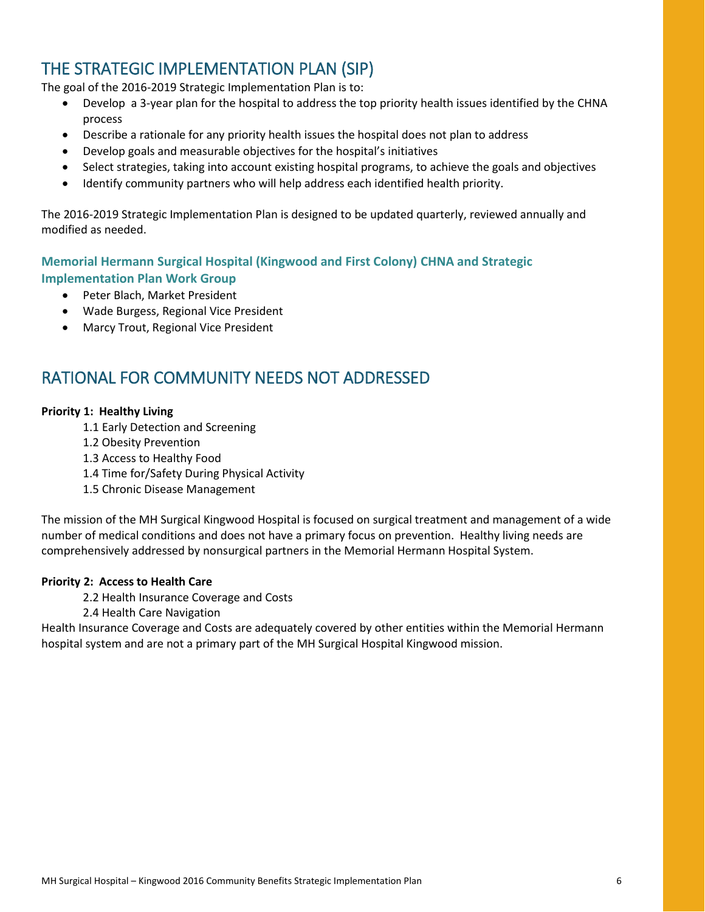## THE STRATEGIC IMPLEMENTATION PLAN (SIP)

The goal of the 2016-2019 Strategic Implementation Plan is to:

- Develop  a 3-year plan for the hospital to address the top priority health issues identified by the CHNA process
- Describe a rationale for any priority health issues the hospital does not plan to address
- Develop goals and measurable objectives for the hospital's initiatives
- Select strategies, taking into account existing hospital programs, to achieve the goals and objectives
- Identify community partners who will help address each identified health priority.

The 2016-2019 Strategic Implementation Plan is designed to be updated quarterly, reviewed annually and modified as needed.

### Memorial Hermann Surgical Hospital (Kingwood and First Colony) CHNA and Strategic Implementation Plan Work Group

- Peter Blach, Market President
- Wade Burgess, Regional Vice President
- Marcy Trout, Regional Vice President

## RATIONAL FOR COMMUNITY NEEDS NOT ADDRESSED

**Priority 1:  Healthy Living**

1.1 Early Detection and Screening
1.2 Obesity Prevention
1.3 Access to Healthy Food
1.4 Time for/Safety During Physical Activity
1.5 Chronic Disease Management

The mission of the MH Surgical Kingwood Hospital is focused on surgical treatment and management of a wide number of medical conditions and does not have a primary focus on prevention.  Healthy living needs are comprehensively addressed by nonsurgical partners in the Memorial Hermann Hospital System.

**Priority 2:  Access to Health Care**

2.2 Health Insurance Coverage and Costs
2.4 Health Care Navigation

Health Insurance Coverage and Costs are adequately covered by other entities within the Memorial Hermann hospital system and are not a primary part of the MH Surgical Hospital Kingwood mission.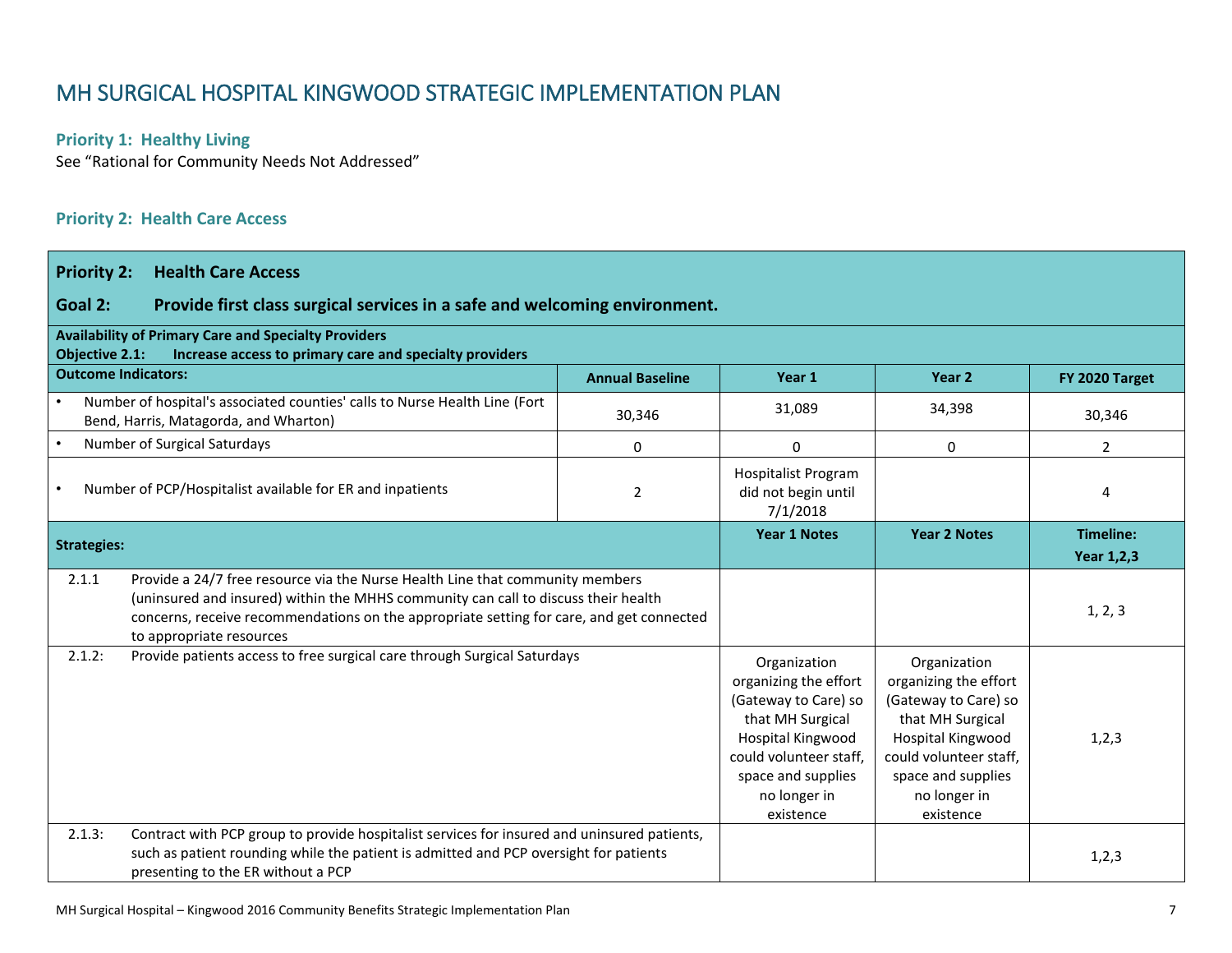# MH SURGICAL HOSPITAL KINGWOOD STRATEGIC IMPLEMENTATION PLAN

### Priority 1: Healthy Living

See "Rational for Community Needs Not Addressed"

### Priority 2: Health Care Access

| **Priority 2: Health Care Access** | | | | |
|---|---|---|---|---|
| **Goal 2: Provide first class surgical services in a safe and welcoming environment.** | | | | |
| **Availability of Primary Care and Specialty Providers**<br>**Objective 2.1: Increase access to primary care and specialty providers** | | | | |
| **Outcome Indicators:** | **Annual Baseline** | **Year 1** | **Year 2** | **FY 2020 Target** |
| • Number of hospital's associated counties' calls to Nurse Health Line (Fort Bend, Harris, Matagorda, and Wharton) | 30,346 | 31,089 | 34,398 | 30,346 |
| • Number of Surgical Saturdays | 0 | 0 | 0 | 2 |
| • Number of PCP/Hospitalist available for ER and inpatients | 2 | Hospitalist Program did not begin until 7/1/2018 | | 4 |

| **Strategies:** | **Year 1 Notes** | **Year 2 Notes** | **Timeline: Year 1,2,3** |
|---|---|---|---|
| 2.1.1 Provide a 24/7 free resource via the Nurse Health Line that community members (uninsured and insured) within the MHHS community can call to discuss their health concerns, receive recommendations on the appropriate setting for care, and get connected to appropriate resources | | | 1, 2, 3 |
| 2.1.2: Provide patients access to free surgical care through Surgical Saturdays | Organization organizing the effort (Gateway to Care) so that MH Surgical Hospital Kingwood could volunteer staff, space and supplies no longer in existence | Organization organizing the effort (Gateway to Care) so that MH Surgical Hospital Kingwood could volunteer staff, space and supplies no longer in existence | 1,2,3 |
| 2.1.3: Contract with PCP group to provide hospitalist services for insured and uninsured patients, such as patient rounding while the patient is admitted and PCP oversight for patients presenting to the ER without a PCP | | | 1,2,3 |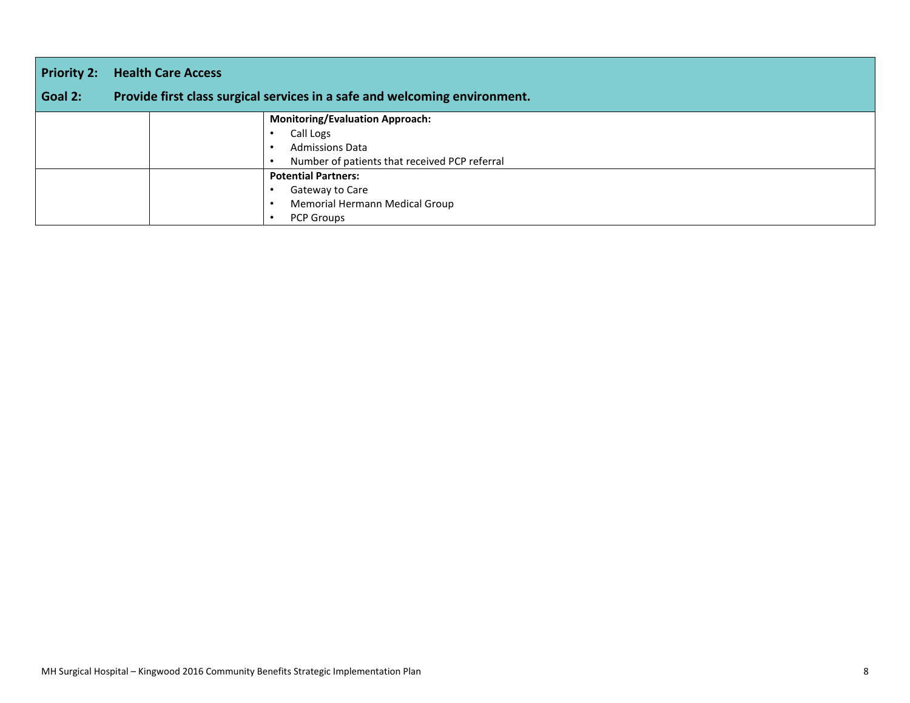| Priority 2: Health Care Access | | |
|---|---|---|
| **Goal 2: Provide first class surgical services in a safe and welcoming environment.** | | |
| | | **Monitoring/Evaluation Approach:**<br>• Call Logs<br>• Admissions Data<br>• Number of patients that received PCP referral |
| | | **Potential Partners:**<br>• Gateway to Care<br>• Memorial Hermann Medical Group<br>• PCP Groups |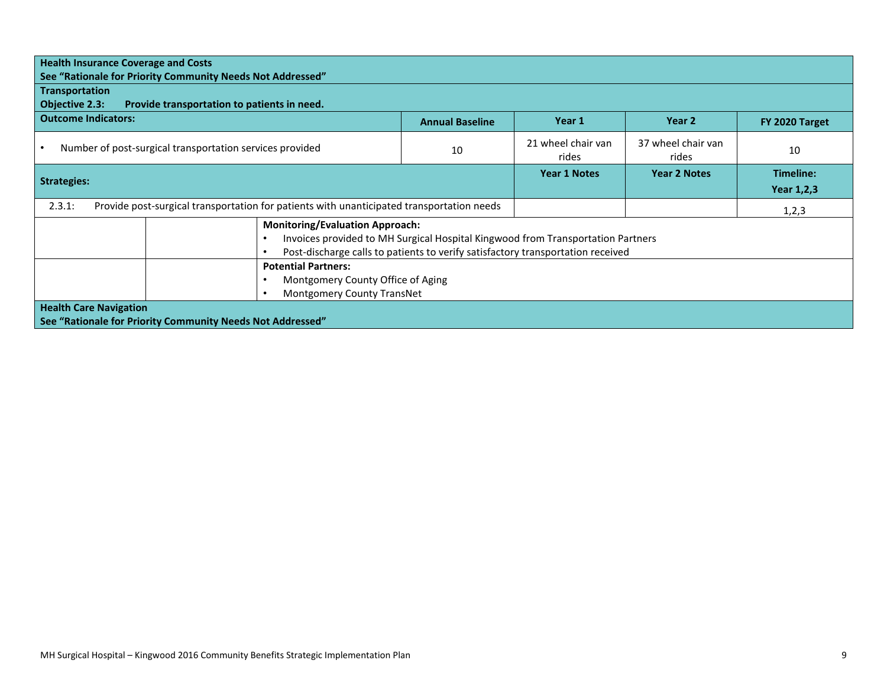| **Health Insurance Coverage and Costs**<br>**See "Rationale for Priority Community Needs Not Addressed"** | | | | | |
|---|---|---|---|---|---|
| **Transportation**<br>**Objective 2.3: Provide transportation to patients in need.** | | | | | |
| **Outcome Indicators:** | | **Annual Baseline** | **Year 1** | **Year 2** | **FY 2020 Target** |
| • Number of post-surgical transportation services provided | | 10 | 21 wheel chair van rides | 37 wheel chair van rides | 10 |
| **Strategies:** | | | **Year 1 Notes** | **Year 2 Notes** | **Timeline: Year 1,2,3** |
| 2.3.1: Provide post-surgical transportation for patients with unanticipated transportation needs | | | | | 1,2,3 |
| | | **Monitoring/Evaluation Approach:**<br>• Invoices provided to MH Surgical Hospital Kingwood from Transportation Partners<br>• Post-discharge calls to patients to verify satisfactory transportation received | | | |
| | | **Potential Partners:**<br>• Montgomery County Office of Aging<br>• Montgomery County TransNet | | | |
| **Health Care Navigation**<br>**See "Rationale for Priority Community Needs Not Addressed"** | | | | | |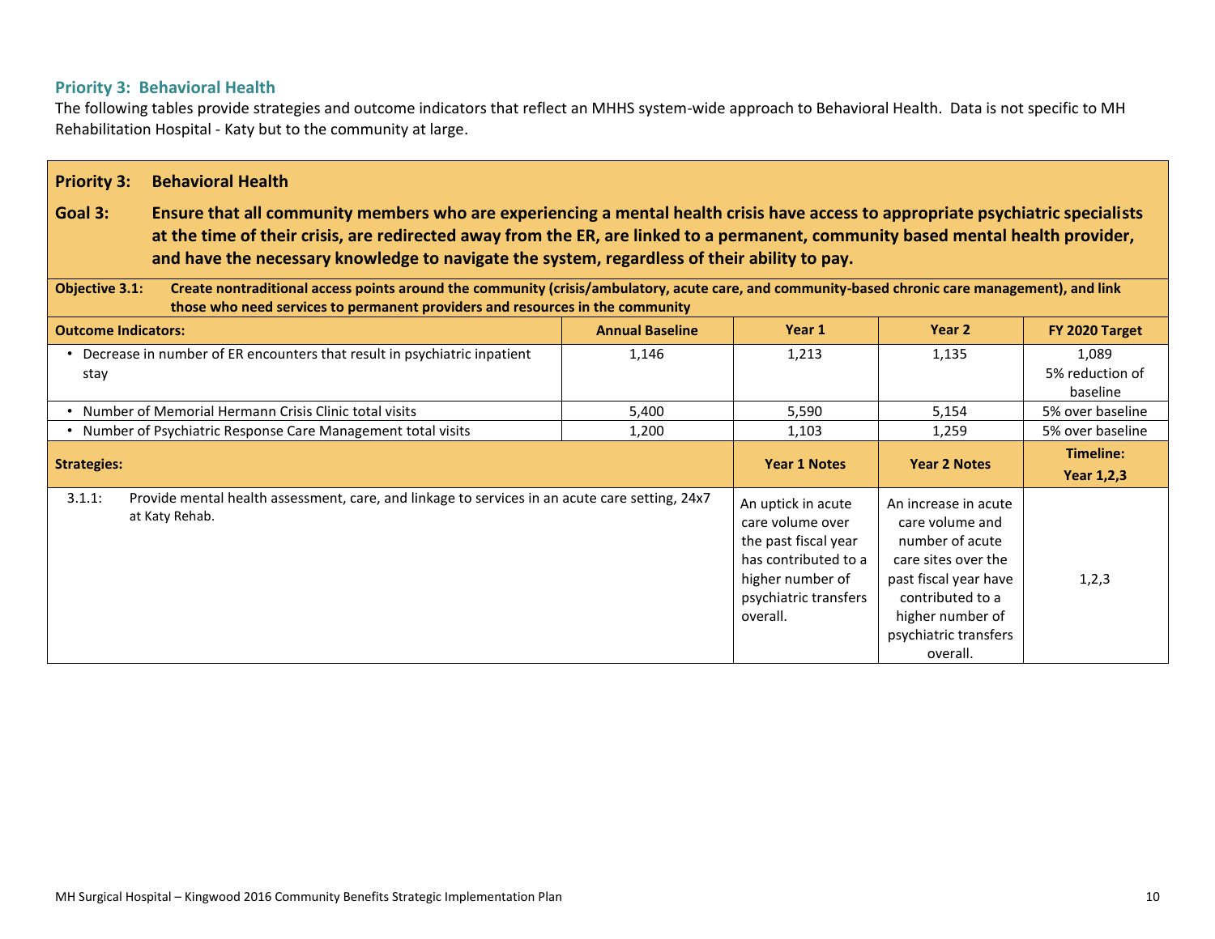## Priority 3: Behavioral Health

The following tables provide strategies and outcome indicators that reflect an MHHS system-wide approach to Behavioral Health. Data is not specific to MH Rehabilitation Hospital - Katy but to the community at large.

**Priority 3: Behavioral Health**

**Goal 3: Ensure that all community members who are experiencing a mental health crisis have access to appropriate psychiatric specialists at the time of their crisis, are redirected away from the ER, are linked to a permanent, community based mental health provider, and have the necessary knowledge to navigate the system, regardless of their ability to pay.**

**Objective 3.1: Create nontraditional access points around the community (crisis/ambulatory, acute care, and community-based chronic care management), and link those who need services to permanent providers and resources in the community**

| Outcome Indicators: | Annual Baseline | Year 1 | Year 2 | FY 2020 Target |
|---|---|---|---|---|
| • Decrease in number of ER encounters that result in psychiatric inpatient stay | 1,146 | 1,213 | 1,135 | 1,089<br>5% reduction of baseline |
| • Number of Memorial Hermann Crisis Clinic total visits | 5,400 | 5,590 | 5,154 | 5% over baseline |
| • Number of Psychiatric Response Care Management total visits | 1,200 | 1,103 | 1,259 | 5% over baseline |

| Strategies: | Year 1 Notes | Year 2 Notes | Timeline: Year 1,2,3 |
|---|---|---|---|
| 3.1.1: Provide mental health assessment, care, and linkage to services in an acute care setting, 24x7 at Katy Rehab. | An uptick in acute care volume over the past fiscal year has contributed to a higher number of psychiatric transfers overall. | An increase in acute care volume and number of acute care sites over the past fiscal year have contributed to a higher number of psychiatric transfers overall. | 1,2,3 |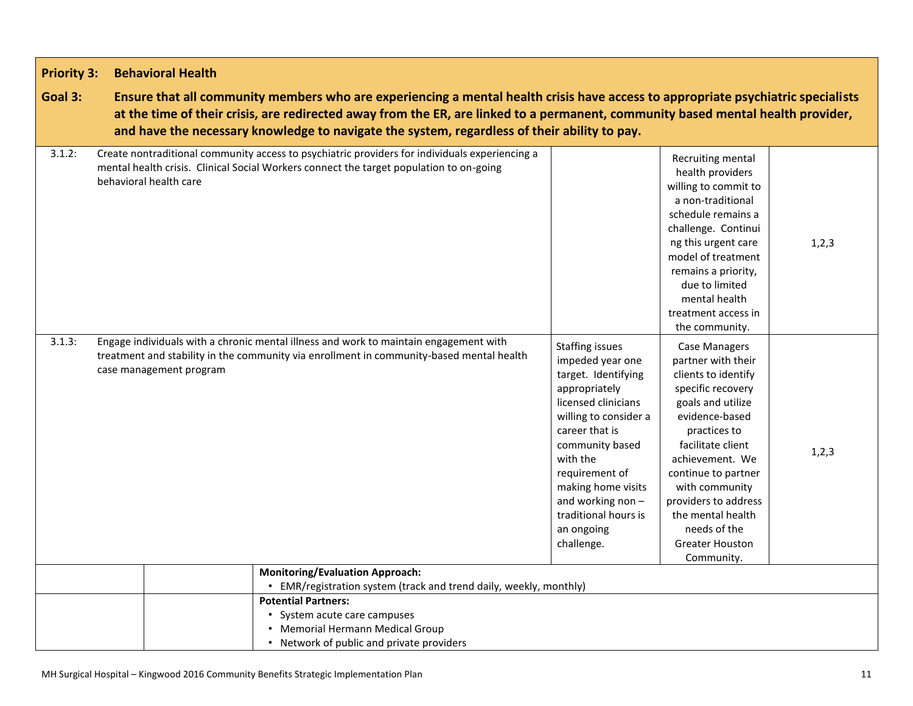**Priority 3: Behavioral Health**

**Goal 3: Ensure that all community members who are experiencing a mental health crisis have access to appropriate psychiatric specialists at the time of their crisis, are redirected away from the ER, are linked to a permanent, community based mental health provider, and have the necessary knowledge to navigate the system, regardless of their ability to pay.**

| | | | | |
|---|---|---|---|---|
| 3.1.2: | Create nontraditional community access to psychiatric providers for individuals experiencing a mental health crisis. Clinical Social Workers connect the target population to on-going behavioral health care | | Recruiting mental health providers willing to commit to a non-traditional schedule remains a challenge. Continuing this urgent care model of treatment remains a priority, due to limited mental health treatment access in the community. | 1,2,3 |
| 3.1.3: | Engage individuals with a chronic mental illness and work to maintain engagement with treatment and stability in the community via enrollment in community-based mental health case management program | Staffing issues impeded year one target. Identifying appropriately licensed clinicians willing to consider a career that is community based with the requirement of making home visits and working non – traditional hours is an ongoing challenge. | Case Managers partner with their clients to identify specific recovery goals and utilize evidence-based practices to facilitate client achievement. We continue to partner with community providers to address the mental health needs of the Greater Houston Community. | 1,2,3 |

**Monitoring/Evaluation Approach:**
- EMR/registration system (track and trend daily, weekly, monthly)

**Potential Partners:**
- System acute care campuses
- Memorial Hermann Medical Group
- Network of public and private providers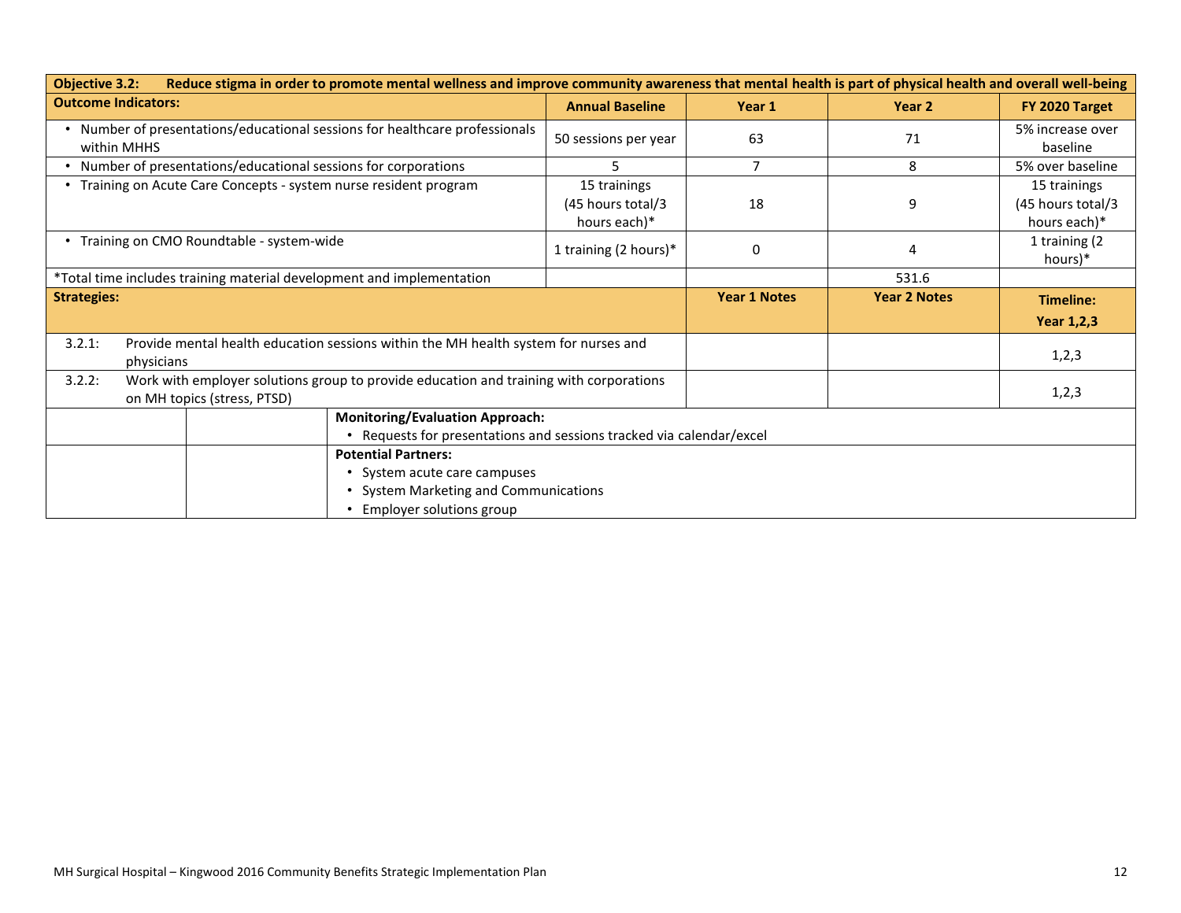| **Objective 3.2: Reduce stigma in order to promote mental wellness and improve community awareness that mental health is part of physical health and overall well-being** | | | | |
|---|---|---|---|---|
| **Outcome Indicators:** | **Annual Baseline** | **Year 1** | **Year 2** | **FY 2020 Target** |
| • Number of presentations/educational sessions for healthcare professionals within MHHS | 50 sessions per year | 63 | 71 | 5% increase over baseline |
| • Number of presentations/educational sessions for corporations | 5 | 7 | 8 | 5% over baseline |
| • Training on Acute Care Concepts - system nurse resident program | 15 trainings (45 hours total/3 hours each)* | 18 | 9 | 15 trainings (45 hours total/3 hours each)* |
| • Training on CMO Roundtable - system-wide | 1 training (2 hours)* | 0 | 4 | 1 training (2 hours)* |
| *Total time includes training material development and implementation | | | 531.6 | |

| **Strategies:** | **Year 1 Notes** | **Year 2 Notes** | **Timeline: Year 1,2,3** |
|---|---|---|---|
| 3.2.1: Provide mental health education sessions within the MH health system for nurses and physicians | | | 1,2,3 |
| 3.2.2: Work with employer solutions group to provide education and training with corporations on MH topics (stress, PTSD) | | | 1,2,3 |

**Monitoring/Evaluation Approach:**

- Requests for presentations and sessions tracked via calendar/excel

**Potential Partners:**

- System acute care campuses
- System Marketing and Communications
- Employer solutions group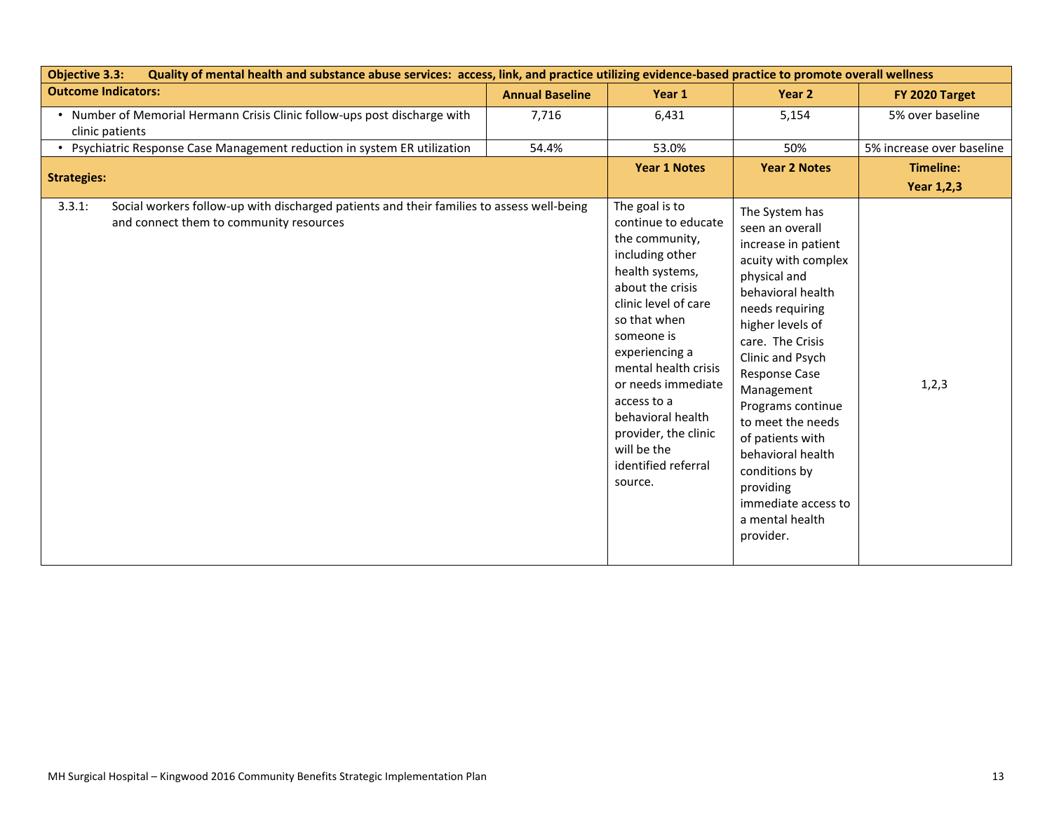| **Objective 3.3:** **Quality of mental health and substance abuse services: access, link, and practice utilizing evidence-based practice to promote overall wellness** | | | | |
|---|---|---|---|---|
| **Outcome Indicators:** | **Annual Baseline** | **Year 1** | **Year 2** | **FY 2020 Target** |
| • Number of Memorial Hermann Crisis Clinic follow-ups post discharge with clinic patients | 7,716 | 6,431 | 5,154 | 5% over baseline |
| • Psychiatric Response Case Management reduction in system ER utilization | 54.4% | 53.0% | 50% | 5% increase over baseline |
| **Strategies:** | | **Year 1 Notes** | **Year 2 Notes** | **Timeline: Year 1,2,3** |
| 3.3.1: Social workers follow-up with discharged patients and their families to assess well-being and connect them to community resources | | The goal is to continue to educate the community, including other health systems, about the crisis clinic level of care so that when someone is experiencing a mental health crisis or needs immediate access to a behavioral health provider, the clinic will be the identified referral source. | The System has seen an overall increase in patient acuity with complex physical and behavioral health needs requiring higher levels of care. The Crisis Clinic and Psych Response Case Management Programs continue to meet the needs of patients with behavioral health conditions by providing immediate access to a mental health provider. | 1,2,3 |

MH Surgical Hospital – Kingwood 2016 Community Benefits Strategic Implementation Plan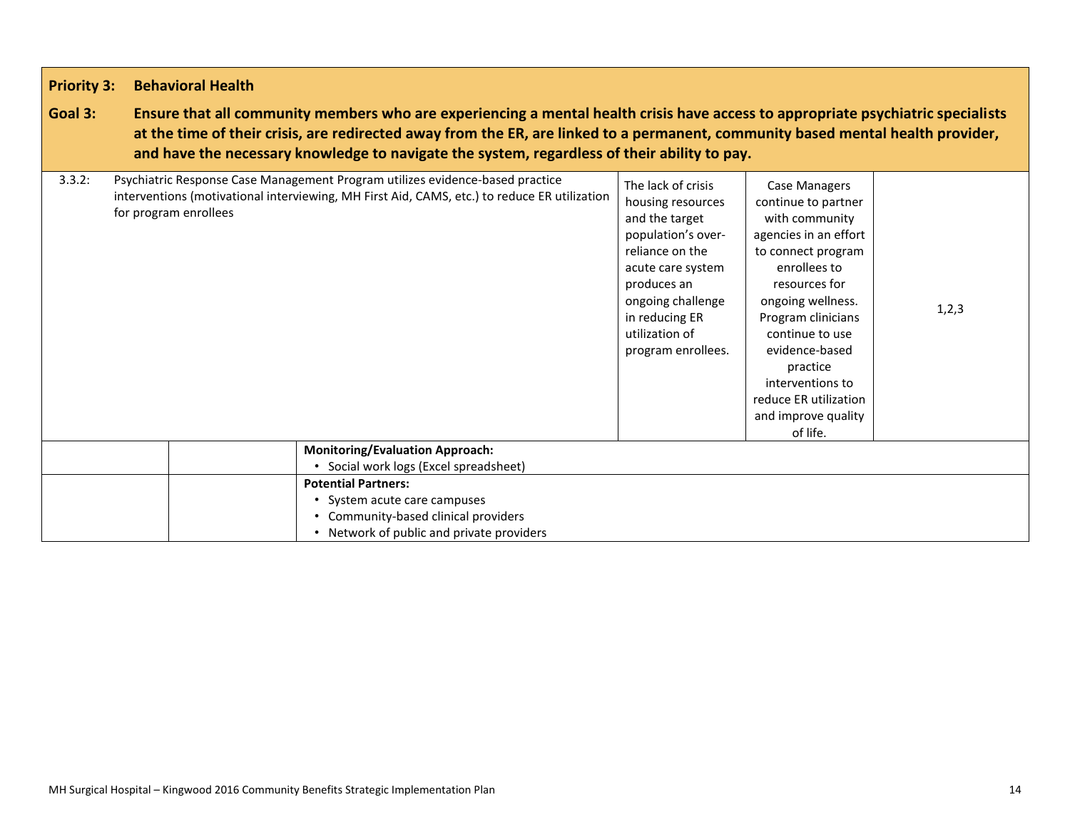**Priority 3: Behavioral Health**

**Goal 3: Ensure that all community members who are experiencing a mental health crisis have access to appropriate psychiatric specialists at the time of their crisis, are redirected away from the ER, are linked to a permanent, community based mental health provider, and have the necessary knowledge to navigate the system, regardless of their ability to pay.**

| | | | | |
|---|---|---|---|---|
| 3.3.2: | Psychiatric Response Case Management Program utilizes evidence-based practice interventions (motivational interviewing, MH First Aid, CAMS, etc.) to reduce ER utilization for program enrollees | The lack of crisis housing resources and the target population's over-reliance on the acute care system produces an ongoing challenge in reducing ER utilization of program enrollees. | Case Managers continue to partner with community agencies in an effort to connect program enrollees to resources for ongoing wellness. Program clinicians continue to use evidence-based practice interventions to reduce ER utilization and improve quality of life. | 1,2,3 |

**Monitoring/Evaluation Approach:**

- Social work logs (Excel spreadsheet)

**Potential Partners:**

- System acute care campuses
- Community-based clinical providers
- Network of public and private providers